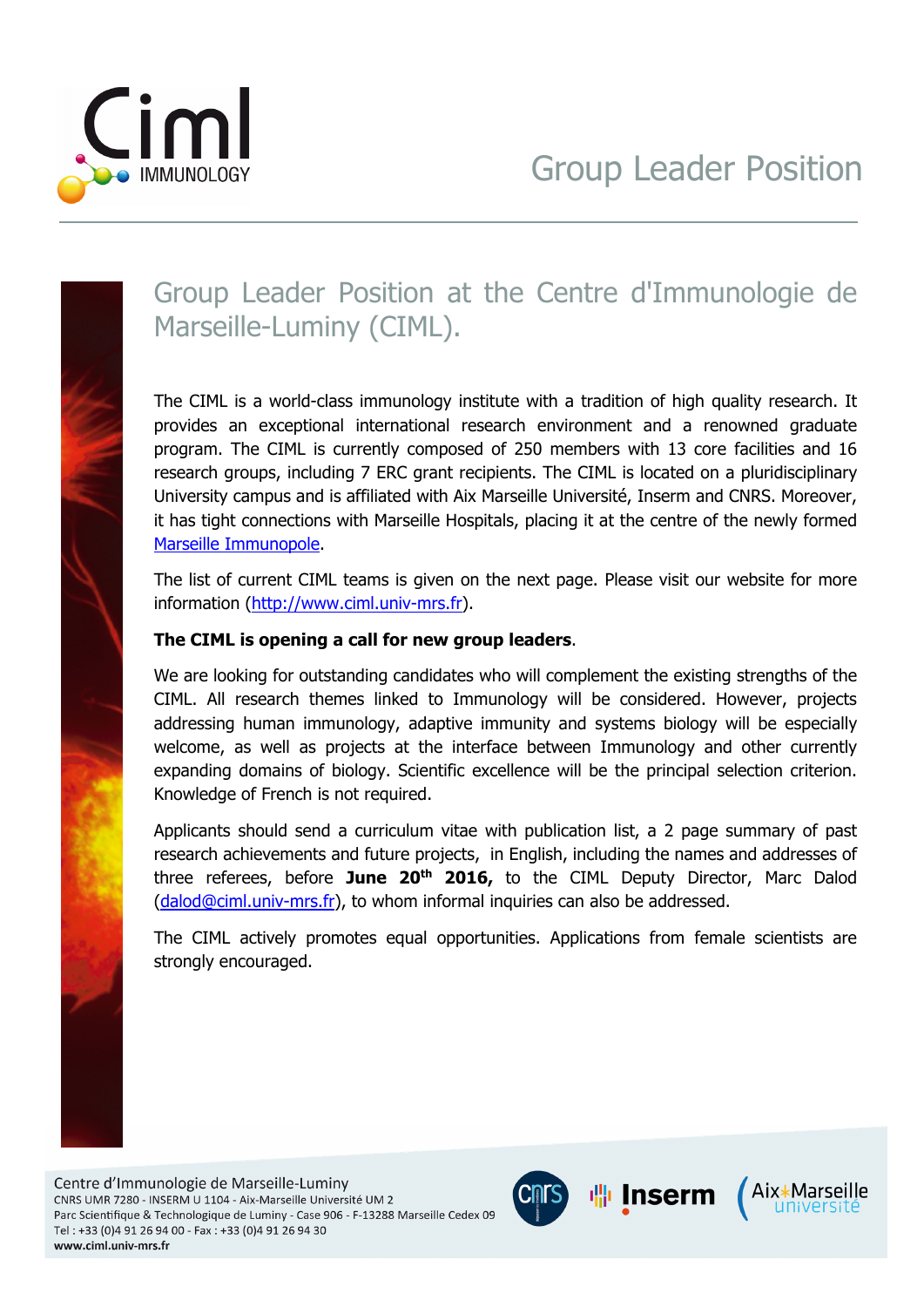# Group Leader Position

## Group Leader Position at the Centre d'Immunologie de Marseille-Luminy (CIML).

The CIML is a world-class immunology institute with a tradition of high quality research. It provides an exceptional international research environment and a renowned graduate program. The CIML is currently composed of 250 members with 13 core facilities and 16 research groups, including 7 ERC grant recipients. The CIML is located on a pluridisciplinary University campus and is affiliated with Aix Marseille Université, Inserm and CNRS. Moreover, it has tight connections with Marseille Hospitals, placing it at the centre of the newly formed Marseille Immunopole.

The list of current CIML teams is given on the next page. Please visit our website for more information (http://www.ciml.univ-mrs.fr).

**The CIML is opening a call for new group leaders**.

We are looking for outstanding candidates who will complement the existing strengths of the CIML. All research themes linked to Immunology will be considered. However, projects addressing human immunology, adaptive immunity and systems biology will be especially welcome, as well as projects at the interface between Immunology and other currently expanding domains of biology. Scientific excellence will be the principal selection criterion. Knowledge of French is not required.

Applicants should send a curriculum vitae with publication list, a 2 page summary of past research achievements and future projects, in English, including the names and addresses of three referees, before **June 20th 2016,** to the CIML Deputy Director, Marc Dalod (dalod@ciml.univ-mrs.fr), to whom informal inquiries can also be addressed.

The CIML actively promotes equal opportunities. Applications from female scientists are strongly encouraged.

Centre d'Immunologie de Marseille-Luminy
CNRS UMR 7280 - INSERM U 1104 - Aix-Marseille Université UM 2
Parc Scientifique & Technologique de Luminy - Case 906 - F-13288 Marseille Cedex 09
Tel : +33 (0)4 91 26 94 00 - Fax : +33 (0)4 91 26 94 30
www.ciml.univ-mrs.fr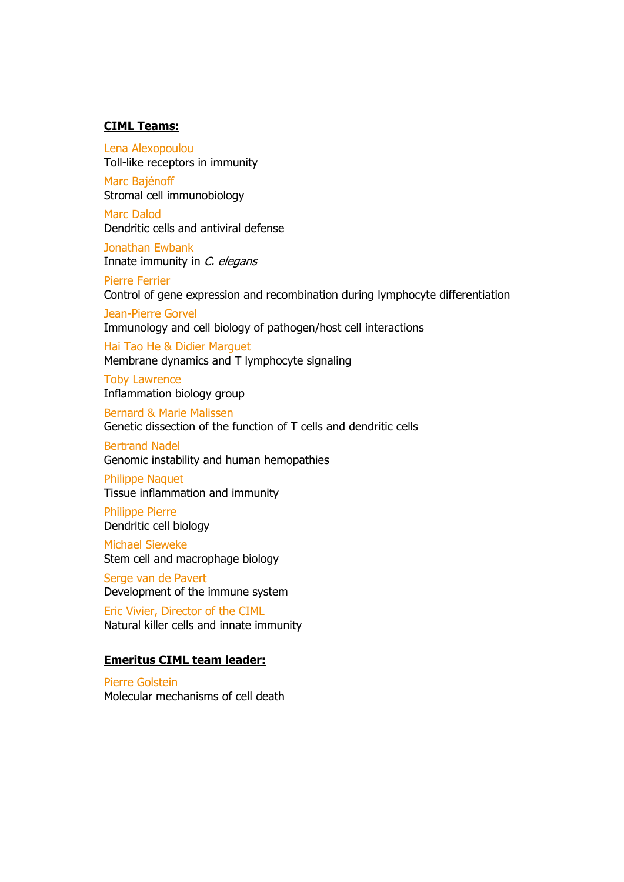**CIML Teams:**

Lena Alexopoulou
Toll-like receptors in immunity

Marc Bajénoff
Stromal cell immunobiology

Marc Dalod
Dendritic cells and antiviral defense

Jonathan Ewbank
Innate immunity in *C. elegans*

Pierre Ferrier
Control of gene expression and recombination during lymphocyte differentiation

Jean-Pierre Gorvel
Immunology and cell biology of pathogen/host cell interactions

Hai Tao He & Didier Marguet
Membrane dynamics and T lymphocyte signaling

Toby Lawrence
Inflammation biology group

Bernard & Marie Malissen
Genetic dissection of the function of T cells and dendritic cells

Bertrand Nadel
Genomic instability and human hemopathies

Philippe Naquet
Tissue inflammation and immunity

Philippe Pierre
Dendritic cell biology

Michael Sieweke
Stem cell and macrophage biology

Serge van de Pavert
Development of the immune system

Eric Vivier, Director of the CIML
Natural killer cells and innate immunity

**Emeritus CIML team leader:**

Pierre Golstein
Molecular mechanisms of cell death